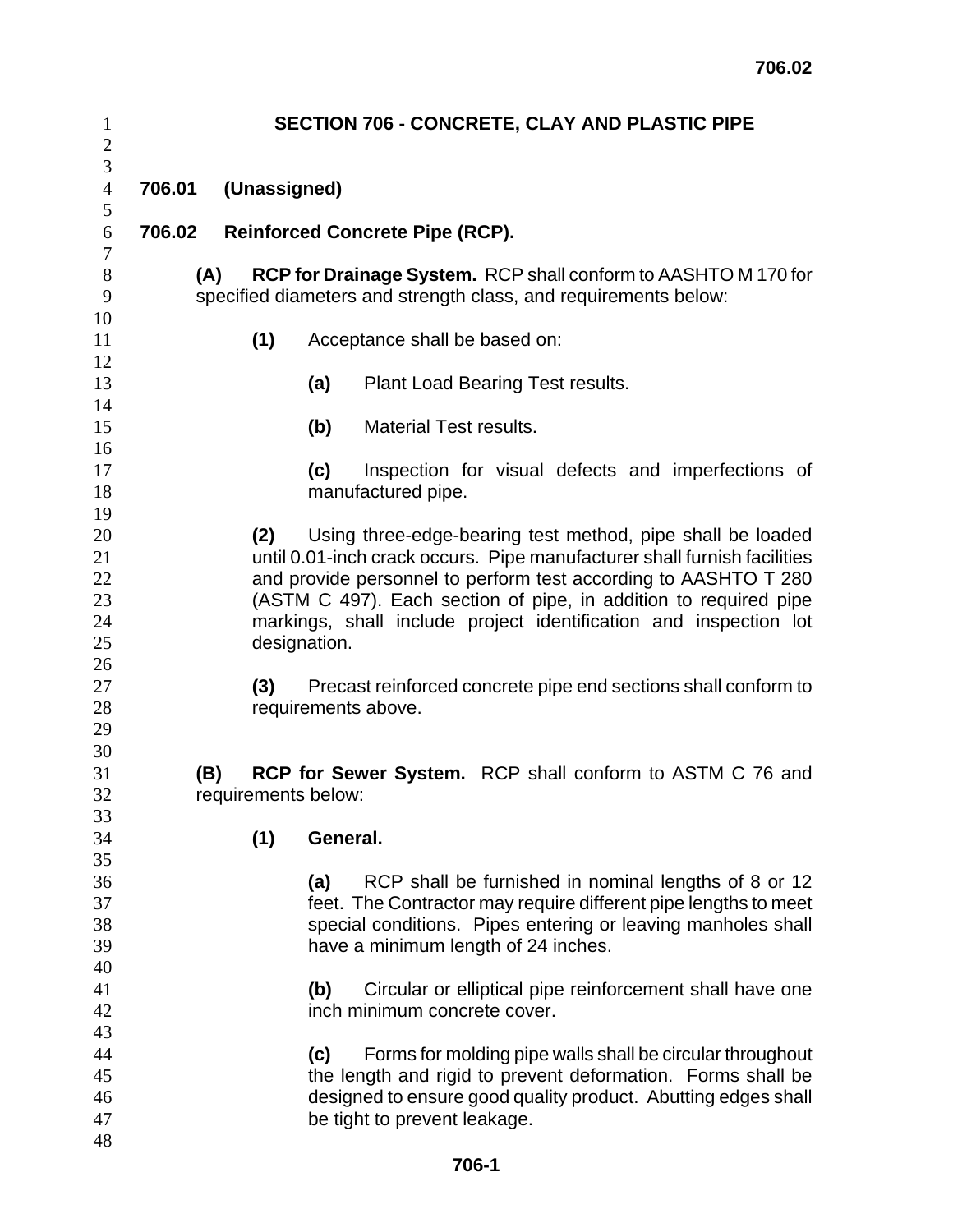# SECTION 706 - CONCRETE, CLAY AND PLASTIC PIPE

## 706.01 (Unassigned)

## 706.02 Reinforced Concrete Pipe (RCP).

**(A) RCP for Drainage System.** RCP shall conform to AASHTO M 170 for specified diameters and strength class, and requirements below:

**(1)** Acceptance shall be based on:

**(a)** Plant Load Bearing Test results.

**(b)** Material Test results.

**(c)** Inspection for visual defects and imperfections of manufactured pipe.

**(2)** Using three-edge-bearing test method, pipe shall be loaded until 0.01-inch crack occurs. Pipe manufacturer shall furnish facilities and provide personnel to perform test according to AASHTO T 280 (ASTM C 497). Each section of pipe, in addition to required pipe markings, shall include project identification and inspection lot designation.

**(3)** Precast reinforced concrete pipe end sections shall conform to requirements above.

**(B) RCP for Sewer System.** RCP shall conform to ASTM C 76 and requirements below:

**(1) General.**

**(a)** RCP shall be furnished in nominal lengths of 8 or 12 feet. The Contractor may require different pipe lengths to meet special conditions. Pipes entering or leaving manholes shall have a minimum length of 24 inches.

**(b)** Circular or elliptical pipe reinforcement shall have one inch minimum concrete cover.

**(c)** Forms for molding pipe walls shall be circular throughout the length and rigid to prevent deformation. Forms shall be designed to ensure good quality product. Abutting edges shall be tight to prevent leakage.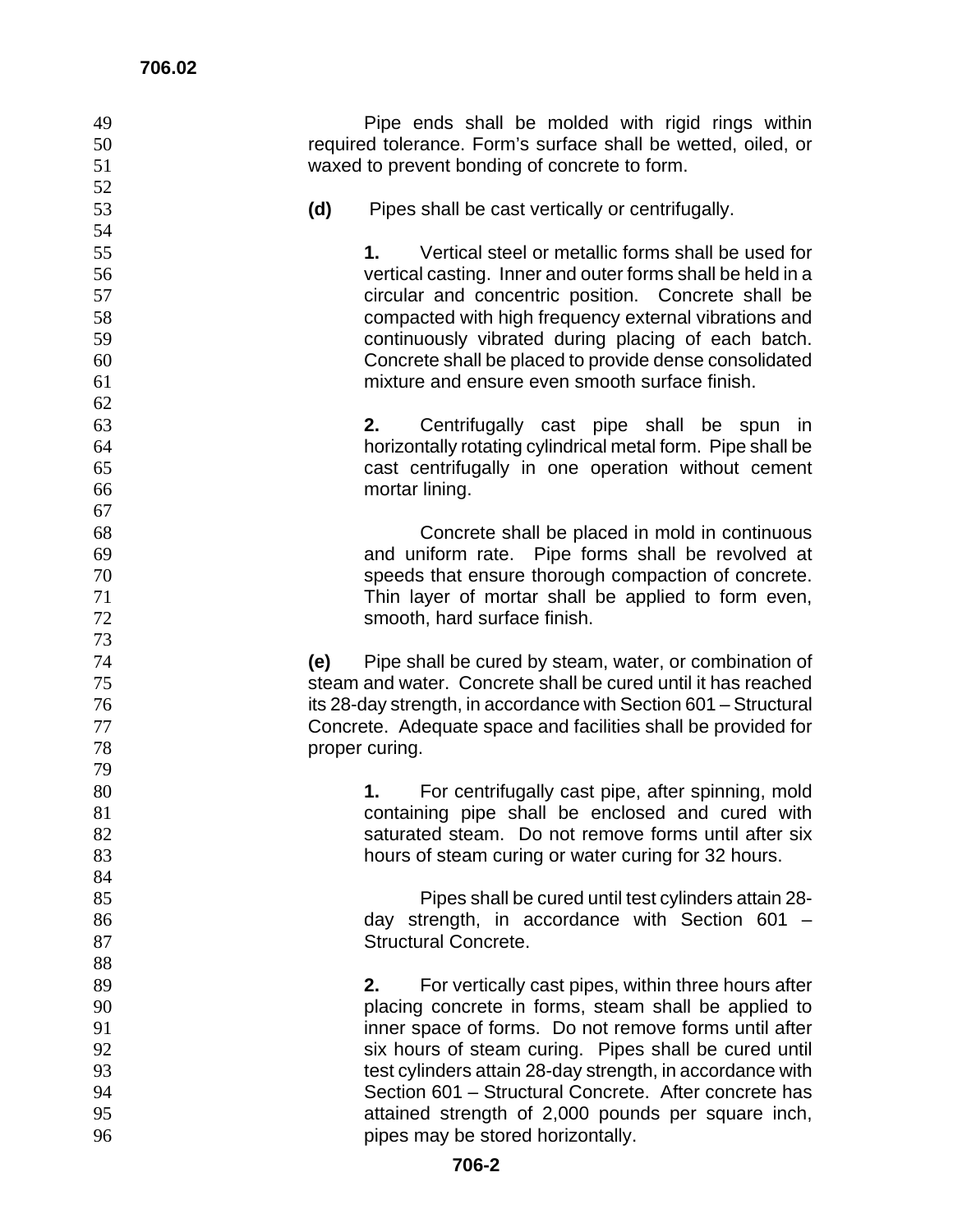Pipe ends shall be molded with rigid rings within required tolerance. Form's surface shall be wetted, oiled, or waxed to prevent bonding of concrete to form.

**(d)** Pipes shall be cast vertically or centrifugally.

**1.** Vertical steel or metallic forms shall be used for vertical casting. Inner and outer forms shall be held in a circular and concentric position. Concrete shall be compacted with high frequency external vibrations and continuously vibrated during placing of each batch. Concrete shall be placed to provide dense consolidated mixture and ensure even smooth surface finish.

**2.** Centrifugally cast pipe shall be spun in horizontally rotating cylindrical metal form. Pipe shall be cast centrifugally in one operation without cement mortar lining.

Concrete shall be placed in mold in continuous and uniform rate. Pipe forms shall be revolved at speeds that ensure thorough compaction of concrete. Thin layer of mortar shall be applied to form even, smooth, hard surface finish.

**(e)** Pipe shall be cured by steam, water, or combination of steam and water. Concrete shall be cured until it has reached its 28-day strength, in accordance with Section 601 – Structural Concrete. Adequate space and facilities shall be provided for proper curing.

**1.** For centrifugally cast pipe, after spinning, mold containing pipe shall be enclosed and cured with saturated steam. Do not remove forms until after six hours of steam curing or water curing for 32 hours.

Pipes shall be cured until test cylinders attain 28-day strength, in accordance with Section 601 – Structural Concrete.

**2.** For vertically cast pipes, within three hours after placing concrete in forms, steam shall be applied to inner space of forms. Do not remove forms until after six hours of steam curing. Pipes shall be cured until test cylinders attain 28-day strength, in accordance with Section 601 – Structural Concrete. After concrete has attained strength of 2,000 pounds per square inch, pipes may be stored horizontally.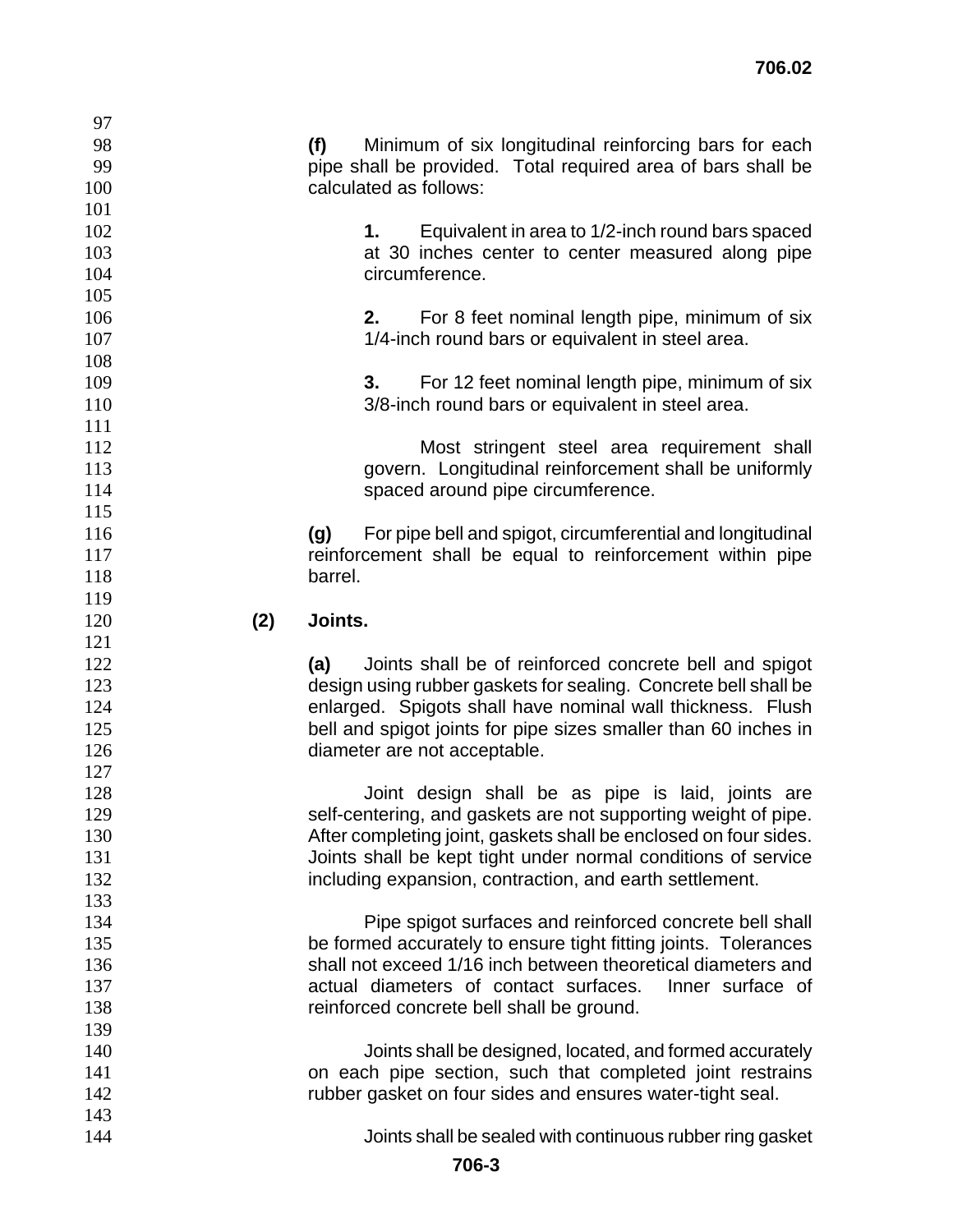**(f)** Minimum of six longitudinal reinforcing bars for each pipe shall be provided. Total required area of bars shall be calculated as follows:

**1.** Equivalent in area to 1/2-inch round bars spaced at 30 inches center to center measured along pipe circumference.

**2.** For 8 feet nominal length pipe, minimum of six 1/4-inch round bars or equivalent in steel area.

**3.** For 12 feet nominal length pipe, minimum of six 3/8-inch round bars or equivalent in steel area.

Most stringent steel area requirement shall govern. Longitudinal reinforcement shall be uniformly spaced around pipe circumference.

**(g)** For pipe bell and spigot, circumferential and longitudinal reinforcement shall be equal to reinforcement within pipe barrel.

**(2) Joints.**

**(a)** Joints shall be of reinforced concrete bell and spigot design using rubber gaskets for sealing. Concrete bell shall be enlarged. Spigots shall have nominal wall thickness. Flush bell and spigot joints for pipe sizes smaller than 60 inches in diameter are not acceptable.

Joint design shall be as pipe is laid, joints are self-centering, and gaskets are not supporting weight of pipe. After completing joint, gaskets shall be enclosed on four sides. Joints shall be kept tight under normal conditions of service including expansion, contraction, and earth settlement.

Pipe spigot surfaces and reinforced concrete bell shall be formed accurately to ensure tight fitting joints. Tolerances shall not exceed 1/16 inch between theoretical diameters and actual diameters of contact surfaces. Inner surface of reinforced concrete bell shall be ground.

Joints shall be designed, located, and formed accurately on each pipe section, such that completed joint restrains rubber gasket on four sides and ensures water-tight seal.

Joints shall be sealed with continuous rubber ring gasket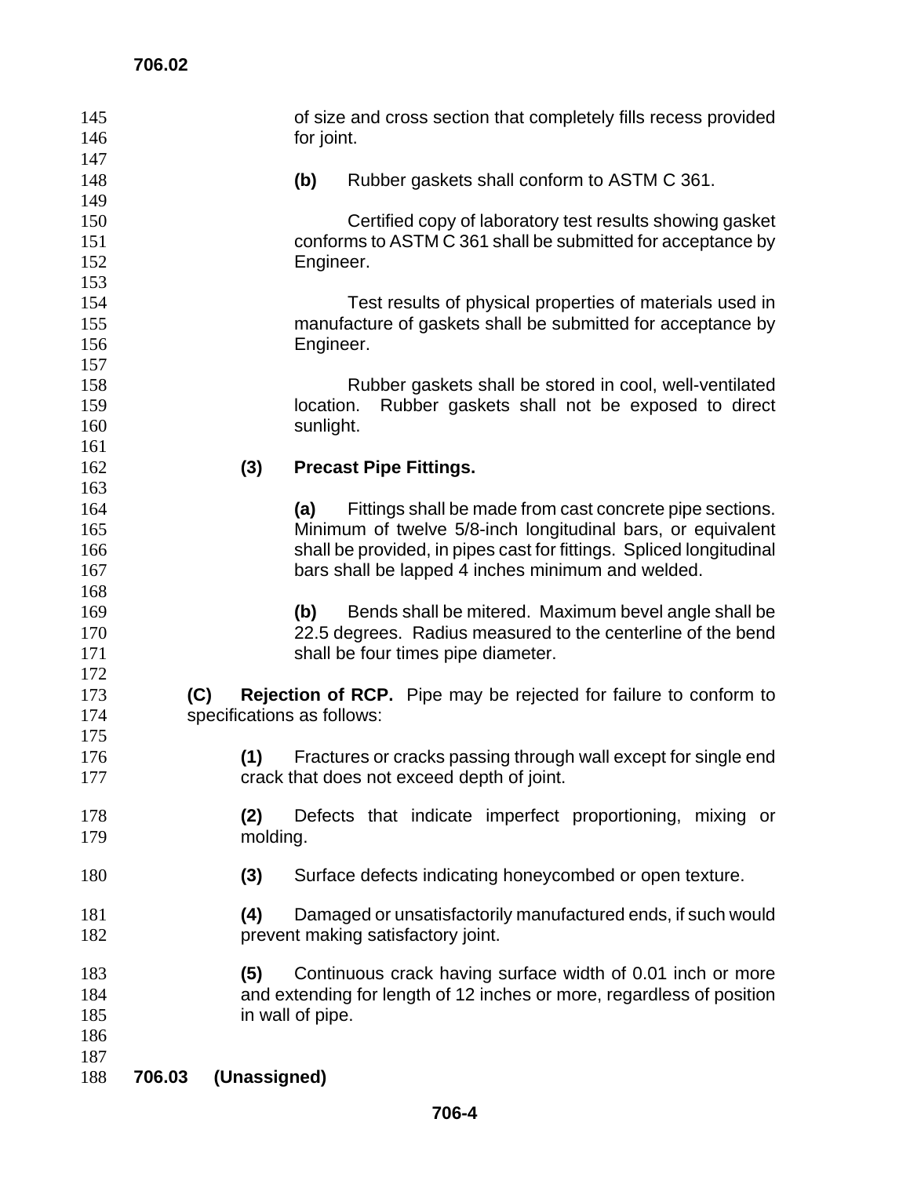of size and cross section that completely fills recess provided for joint.

**(b)** Rubber gaskets shall conform to ASTM C 361.

Certified copy of laboratory test results showing gasket conforms to ASTM C 361 shall be submitted for acceptance by Engineer.

Test results of physical properties of materials used in manufacture of gaskets shall be submitted for acceptance by Engineer.

Rubber gaskets shall be stored in cool, well-ventilated location. Rubber gaskets shall not be exposed to direct sunlight.

**(3) Precast Pipe Fittings.**

**(a)** Fittings shall be made from cast concrete pipe sections. Minimum of twelve 5/8-inch longitudinal bars, or equivalent shall be provided, in pipes cast for fittings. Spliced longitudinal bars shall be lapped 4 inches minimum and welded.

**(b)** Bends shall be mitered. Maximum bevel angle shall be 22.5 degrees. Radius measured to the centerline of the bend shall be four times pipe diameter.

**(C) Rejection of RCP.** Pipe may be rejected for failure to conform to specifications as follows:

**(1)** Fractures or cracks passing through wall except for single end crack that does not exceed depth of joint.

**(2)** Defects that indicate imperfect proportioning, mixing or molding.

**(3)** Surface defects indicating honeycombed or open texture.

**(4)** Damaged or unsatisfactorily manufactured ends, if such would prevent making satisfactory joint.

**(5)** Continuous crack having surface width of 0.01 inch or more and extending for length of 12 inches or more, regardless of position in wall of pipe.

## 706.03 (Unassigned)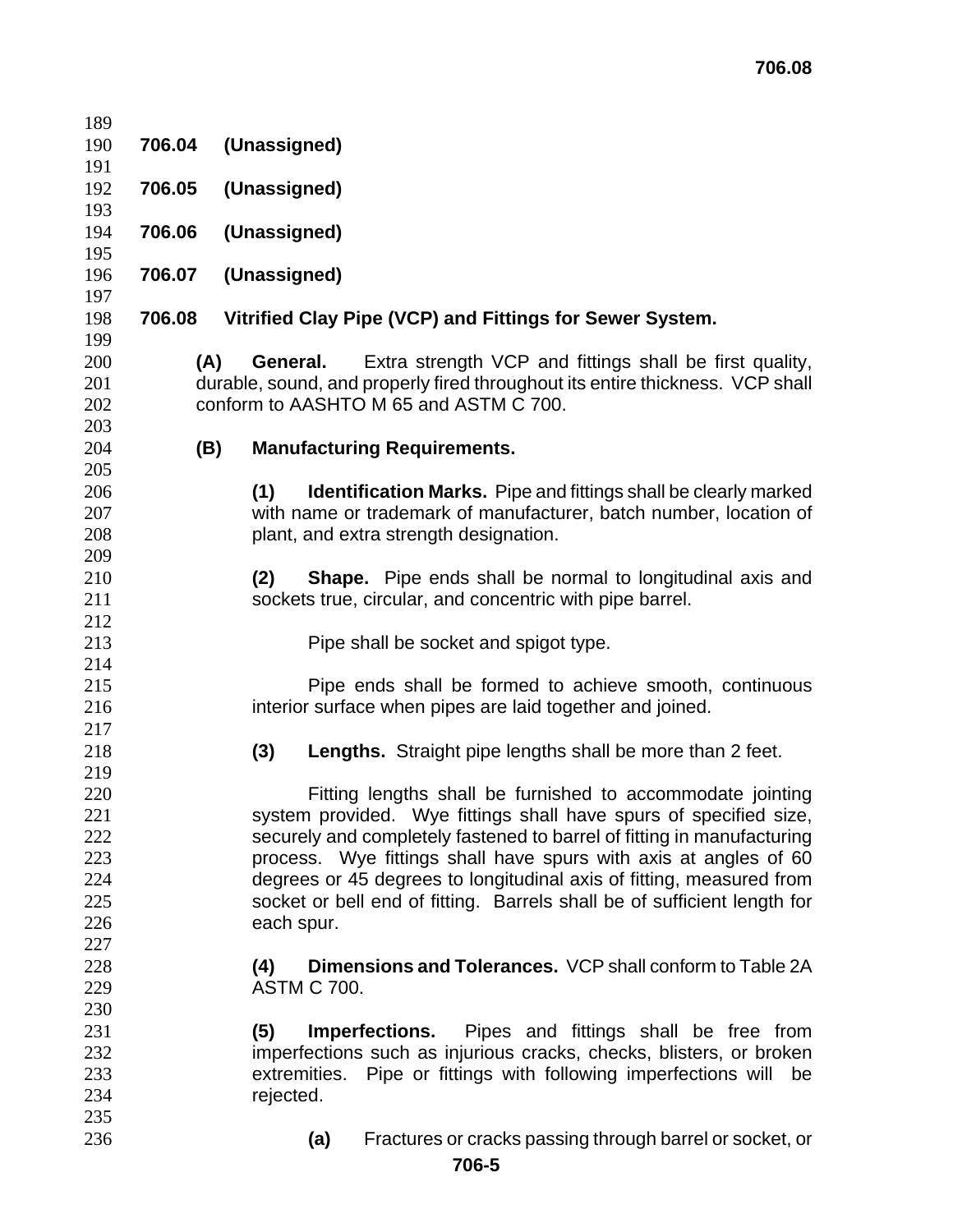**706.04 (Unassigned)**

**706.05 (Unassigned)**

**706.06 (Unassigned)**

**706.07 (Unassigned)**

**706.08 Vitrified Clay Pipe (VCP) and Fittings for Sewer System.**

**(A) General.** Extra strength VCP and fittings shall be first quality, durable, sound, and properly fired throughout its entire thickness. VCP shall conform to AASHTO M 65 and ASTM C 700.

**(B) Manufacturing Requirements.**

**(1) Identification Marks.** Pipe and fittings shall be clearly marked with name or trademark of manufacturer, batch number, location of plant, and extra strength designation.

**(2) Shape.** Pipe ends shall be normal to longitudinal axis and sockets true, circular, and concentric with pipe barrel.

Pipe shall be socket and spigot type.

Pipe ends shall be formed to achieve smooth, continuous interior surface when pipes are laid together and joined.

**(3) Lengths.** Straight pipe lengths shall be more than 2 feet.

Fitting lengths shall be furnished to accommodate jointing system provided. Wye fittings shall have spurs of specified size, securely and completely fastened to barrel of fitting in manufacturing process. Wye fittings shall have spurs with axis at angles of 60 degrees or 45 degrees to longitudinal axis of fitting, measured from socket or bell end of fitting. Barrels shall be of sufficient length for each spur.

**(4) Dimensions and Tolerances.** VCP shall conform to Table 2A ASTM C 700.

**(5) Imperfections.** Pipes and fittings shall be free from imperfections such as injurious cracks, checks, blisters, or broken extremities. Pipe or fittings with following imperfections will be rejected.

**(a)** Fractures or cracks passing through barrel or socket, or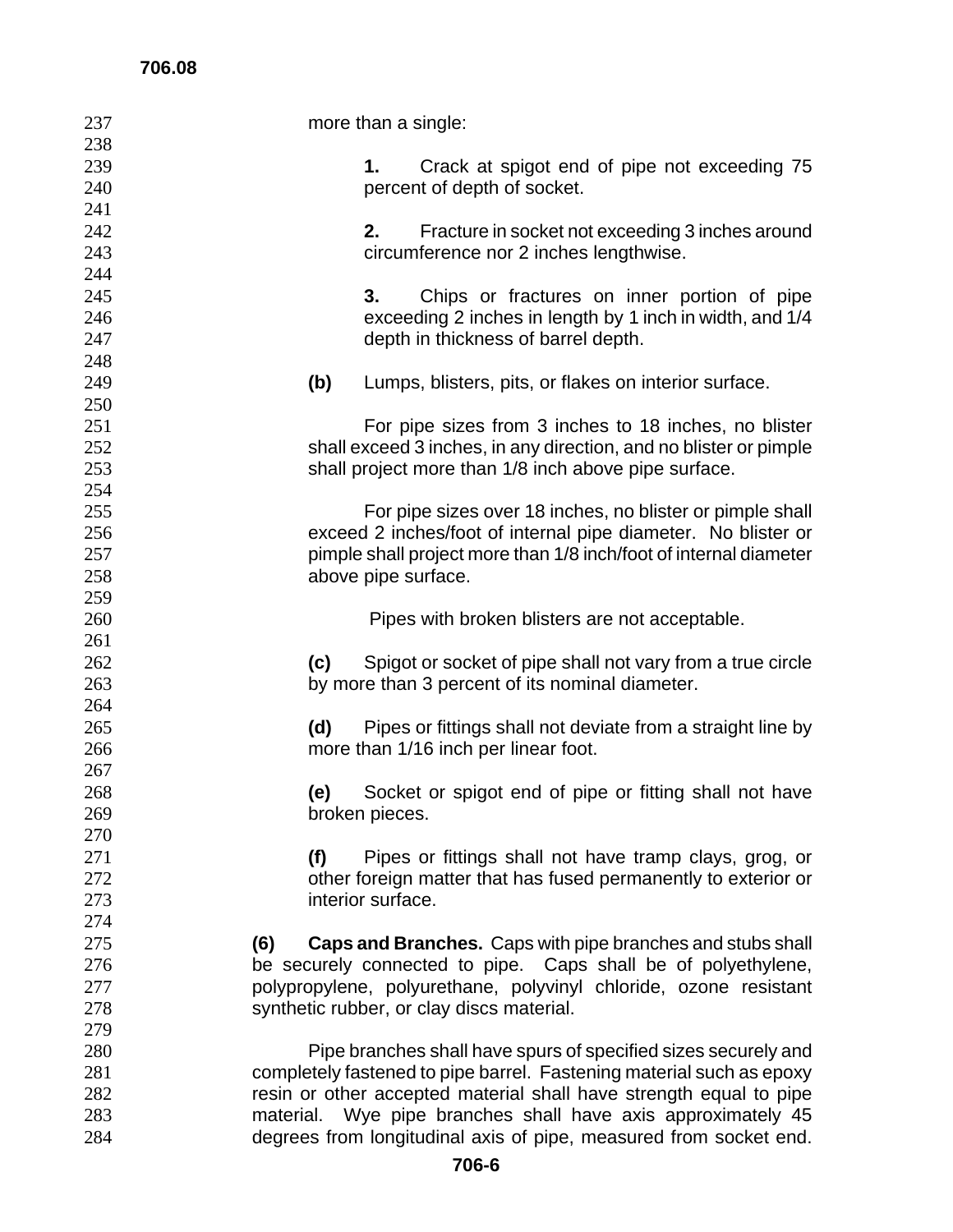more than a single:

**1.** Crack at spigot end of pipe not exceeding 75 percent of depth of socket.

**2.** Fracture in socket not exceeding 3 inches around circumference nor 2 inches lengthwise.

**3.** Chips or fractures on inner portion of pipe exceeding 2 inches in length by 1 inch in width, and 1/4 depth in thickness of barrel depth.

**(b)** Lumps, blisters, pits, or flakes on interior surface.

For pipe sizes from 3 inches to 18 inches, no blister shall exceed 3 inches, in any direction, and no blister or pimple shall project more than 1/8 inch above pipe surface.

For pipe sizes over 18 inches, no blister or pimple shall exceed 2 inches/foot of internal pipe diameter. No blister or pimple shall project more than 1/8 inch/foot of internal diameter above pipe surface.

Pipes with broken blisters are not acceptable.

**(c)** Spigot or socket of pipe shall not vary from a true circle by more than 3 percent of its nominal diameter.

**(d)** Pipes or fittings shall not deviate from a straight line by more than 1/16 inch per linear foot.

**(e)** Socket or spigot end of pipe or fitting shall not have broken pieces.

**(f)** Pipes or fittings shall not have tramp clays, grog, or other foreign matter that has fused permanently to exterior or interior surface.

**(6) Caps and Branches.** Caps with pipe branches and stubs shall be securely connected to pipe. Caps shall be of polyethylene, polypropylene, polyurethane, polyvinyl chloride, ozone resistant synthetic rubber, or clay discs material.

Pipe branches shall have spurs of specified sizes securely and completely fastened to pipe barrel. Fastening material such as epoxy resin or other accepted material shall have strength equal to pipe material. Wye pipe branches shall have axis approximately 45 degrees from longitudinal axis of pipe, measured from socket end.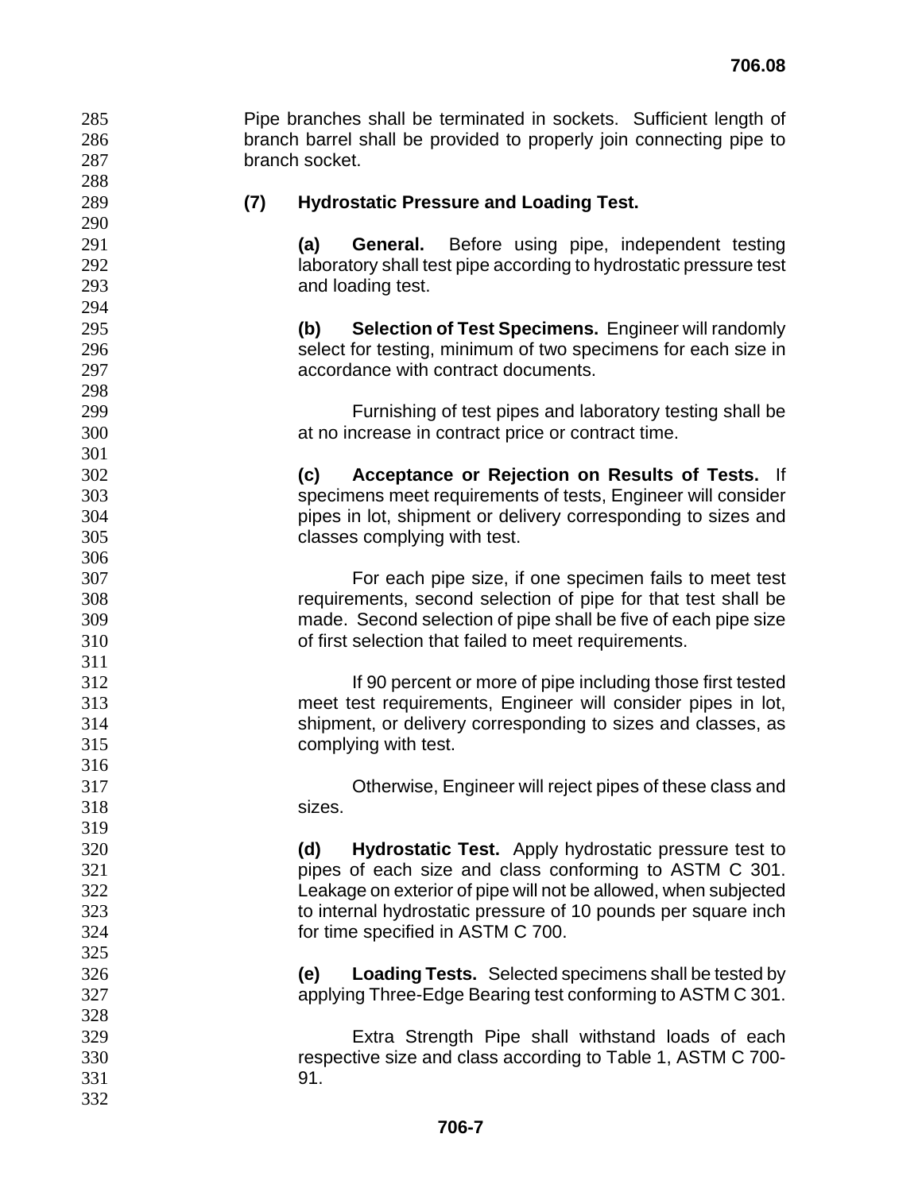Pipe branches shall be terminated in sockets. Sufficient length of branch barrel shall be provided to properly join connecting pipe to branch socket.

**(7) Hydrostatic Pressure and Loading Test.**

**(a) General.** Before using pipe, independent testing laboratory shall test pipe according to hydrostatic pressure test and loading test.

**(b) Selection of Test Specimens.** Engineer will randomly select for testing, minimum of two specimens for each size in accordance with contract documents.

Furnishing of test pipes and laboratory testing shall be at no increase in contract price or contract time.

**(c) Acceptance or Rejection on Results of Tests.** If specimens meet requirements of tests, Engineer will consider pipes in lot, shipment or delivery corresponding to sizes and classes complying with test.

For each pipe size, if one specimen fails to meet test requirements, second selection of pipe for that test shall be made. Second selection of pipe shall be five of each pipe size of first selection that failed to meet requirements.

If 90 percent or more of pipe including those first tested meet test requirements, Engineer will consider pipes in lot, shipment, or delivery corresponding to sizes and classes, as complying with test.

Otherwise, Engineer will reject pipes of these class and sizes.

**(d) Hydrostatic Test.** Apply hydrostatic pressure test to pipes of each size and class conforming to ASTM C 301. Leakage on exterior of pipe will not be allowed, when subjected to internal hydrostatic pressure of 10 pounds per square inch for time specified in ASTM C 700.

**(e) Loading Tests.** Selected specimens shall be tested by applying Three-Edge Bearing test conforming to ASTM C 301.

Extra Strength Pipe shall withstand loads of each respective size and class according to Table 1, ASTM C 700-91.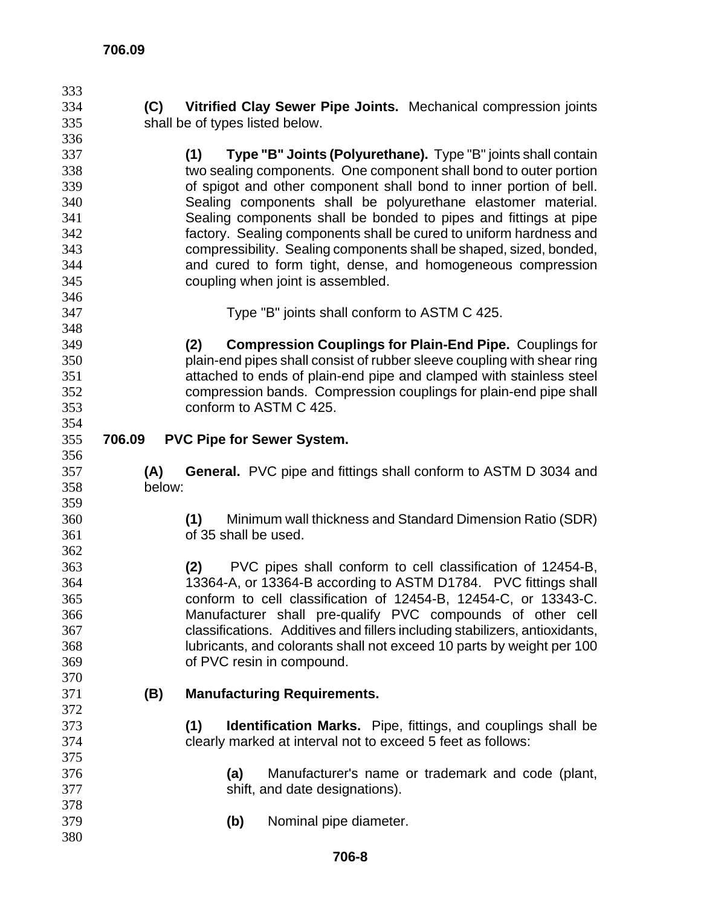**(C) Vitrified Clay Sewer Pipe Joints.** Mechanical compression joints shall be of types listed below.

**(1) Type "B" Joints (Polyurethane).** Type "B" joints shall contain two sealing components. One component shall bond to outer portion of spigot and other component shall bond to inner portion of bell. Sealing components shall be polyurethane elastomer material. Sealing components shall be bonded to pipes and fittings at pipe factory. Sealing components shall be cured to uniform hardness and compressibility. Sealing components shall be shaped, sized, bonded, and cured to form tight, dense, and homogeneous compression coupling when joint is assembled.

Type "B" joints shall conform to ASTM C 425.

**(2) Compression Couplings for Plain-End Pipe.** Couplings for plain-end pipes shall consist of rubber sleeve coupling with shear ring attached to ends of plain-end pipe and clamped with stainless steel compression bands. Compression couplings for plain-end pipe shall conform to ASTM C 425.

## 706.09 PVC Pipe for Sewer System.

**(A) General.** PVC pipe and fittings shall conform to ASTM D 3034 and below:

**(1)** Minimum wall thickness and Standard Dimension Ratio (SDR) of 35 shall be used.

**(2)** PVC pipes shall conform to cell classification of 12454-B, 13364-A, or 13364-B according to ASTM D1784. PVC fittings shall conform to cell classification of 12454-B, 12454-C, or 13343-C. Manufacturer shall pre-qualify PVC compounds of other cell classifications. Additives and fillers including stabilizers, antioxidants, lubricants, and colorants shall not exceed 10 parts by weight per 100 of PVC resin in compound.

**(B) Manufacturing Requirements.**

**(1) Identification Marks.** Pipe, fittings, and couplings shall be clearly marked at interval not to exceed 5 feet as follows:

**(a)** Manufacturer's name or trademark and code (plant, shift, and date designations).

**(b)** Nominal pipe diameter.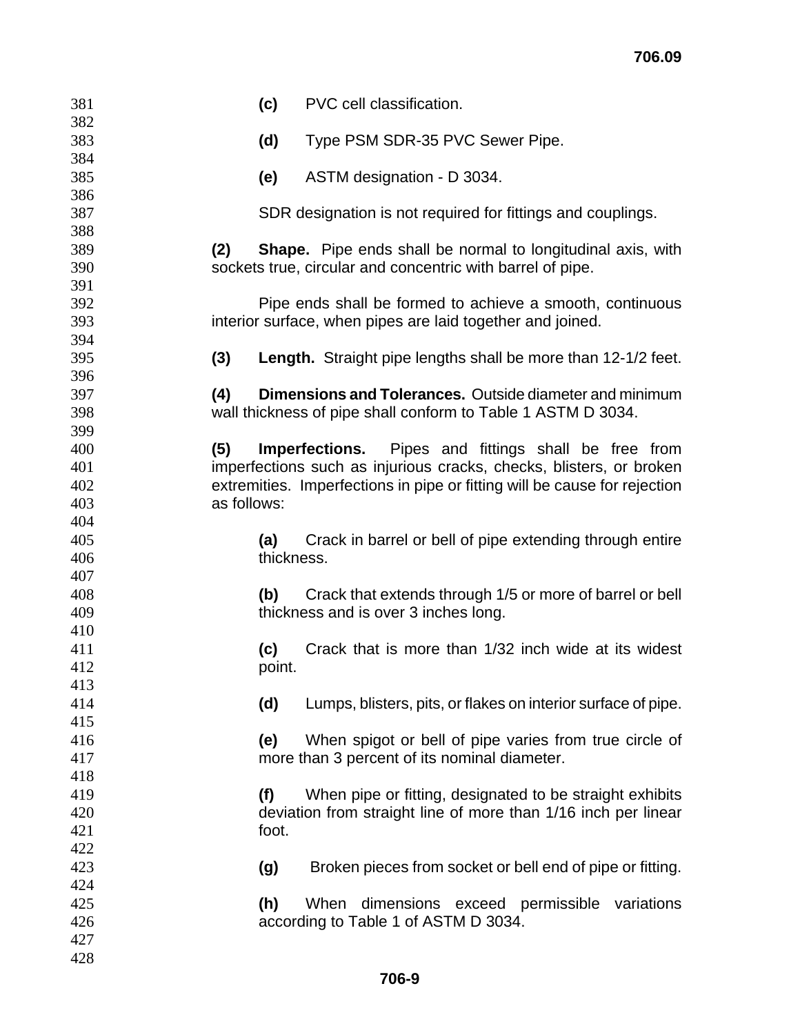**(c)** PVC cell classification.

**(d)** Type PSM SDR-35 PVC Sewer Pipe.

**(e)** ASTM designation - D 3034.

SDR designation is not required for fittings and couplings.

**(2) Shape.** Pipe ends shall be normal to longitudinal axis, with sockets true, circular and concentric with barrel of pipe.

Pipe ends shall be formed to achieve a smooth, continuous interior surface, when pipes are laid together and joined.

**(3) Length.** Straight pipe lengths shall be more than 12-1/2 feet.

**(4) Dimensions and Tolerances.** Outside diameter and minimum wall thickness of pipe shall conform to Table 1 ASTM D 3034.

**(5) Imperfections.** Pipes and fittings shall be free from imperfections such as injurious cracks, checks, blisters, or broken extremities. Imperfections in pipe or fitting will be cause for rejection as follows:

**(a)** Crack in barrel or bell of pipe extending through entire thickness.

**(b)** Crack that extends through 1/5 or more of barrel or bell thickness and is over 3 inches long.

**(c)** Crack that is more than 1/32 inch wide at its widest point.

**(d)** Lumps, blisters, pits, or flakes on interior surface of pipe.

**(e)** When spigot or bell of pipe varies from true circle of more than 3 percent of its nominal diameter.

**(f)** When pipe or fitting, designated to be straight exhibits deviation from straight line of more than 1/16 inch per linear foot.

**(g)** Broken pieces from socket or bell end of pipe or fitting.

**(h)** When dimensions exceed permissible variations according to Table 1 of ASTM D 3034.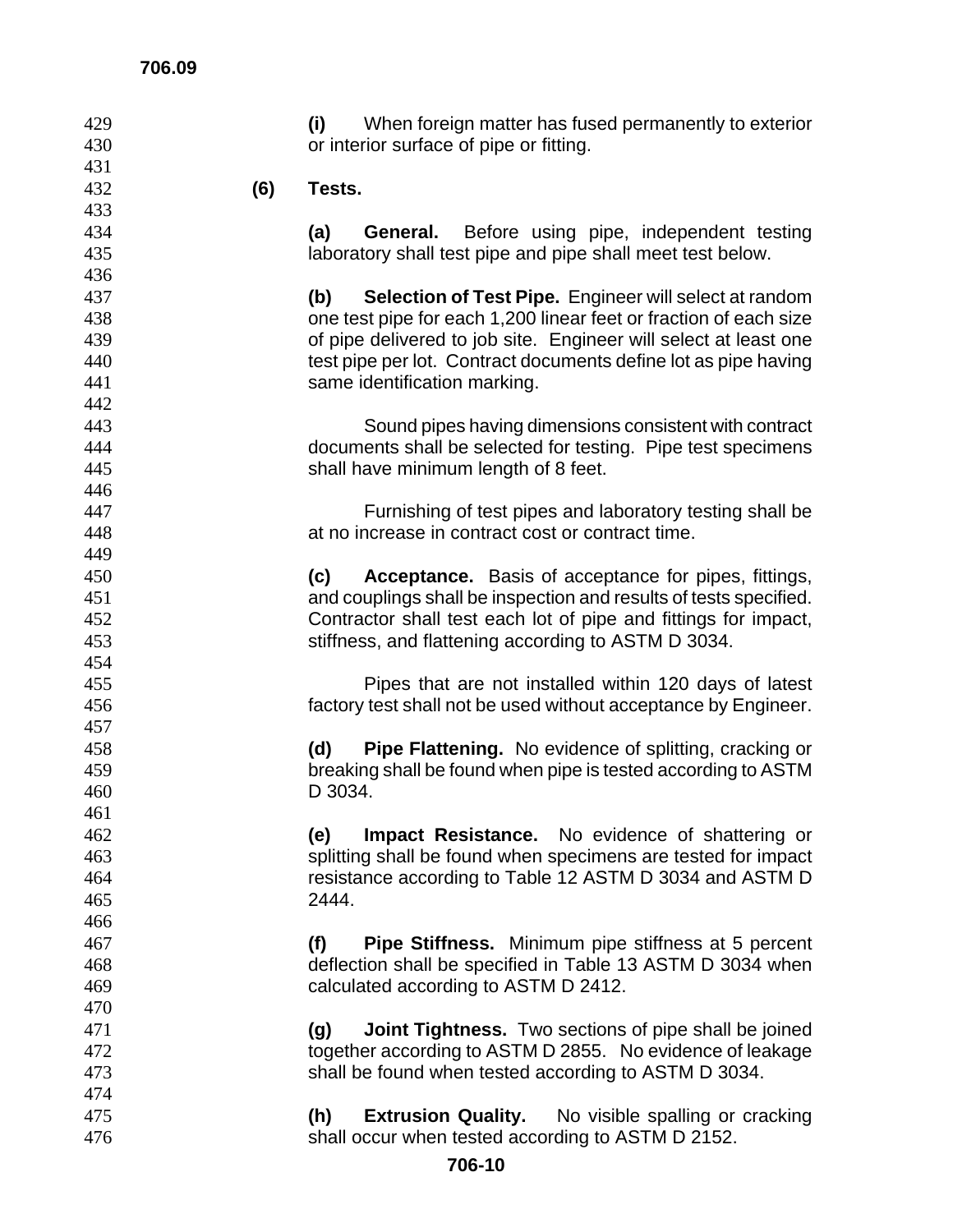**(i)** When foreign matter has fused permanently to exterior or interior surface of pipe or fitting.

**(6) Tests.**

**(a) General.** Before using pipe, independent testing laboratory shall test pipe and pipe shall meet test below.

**(b) Selection of Test Pipe.** Engineer will select at random one test pipe for each 1,200 linear feet or fraction of each size of pipe delivered to job site. Engineer will select at least one test pipe per lot. Contract documents define lot as pipe having same identification marking.

Sound pipes having dimensions consistent with contract documents shall be selected for testing. Pipe test specimens shall have minimum length of 8 feet.

Furnishing of test pipes and laboratory testing shall be at no increase in contract cost or contract time.

**(c) Acceptance.** Basis of acceptance for pipes, fittings, and couplings shall be inspection and results of tests specified. Contractor shall test each lot of pipe and fittings for impact, stiffness, and flattening according to ASTM D 3034.

Pipes that are not installed within 120 days of latest factory test shall not be used without acceptance by Engineer.

**(d) Pipe Flattening.** No evidence of splitting, cracking or breaking shall be found when pipe is tested according to ASTM D 3034.

**(e) Impact Resistance.** No evidence of shattering or splitting shall be found when specimens are tested for impact resistance according to Table 12 ASTM D 3034 and ASTM D 2444.

**(f) Pipe Stiffness.** Minimum pipe stiffness at 5 percent deflection shall be specified in Table 13 ASTM D 3034 when calculated according to ASTM D 2412.

**(g) Joint Tightness.** Two sections of pipe shall be joined together according to ASTM D 2855. No evidence of leakage shall be found when tested according to ASTM D 3034.

**(h) Extrusion Quality.** No visible spalling or cracking shall occur when tested according to ASTM D 2152.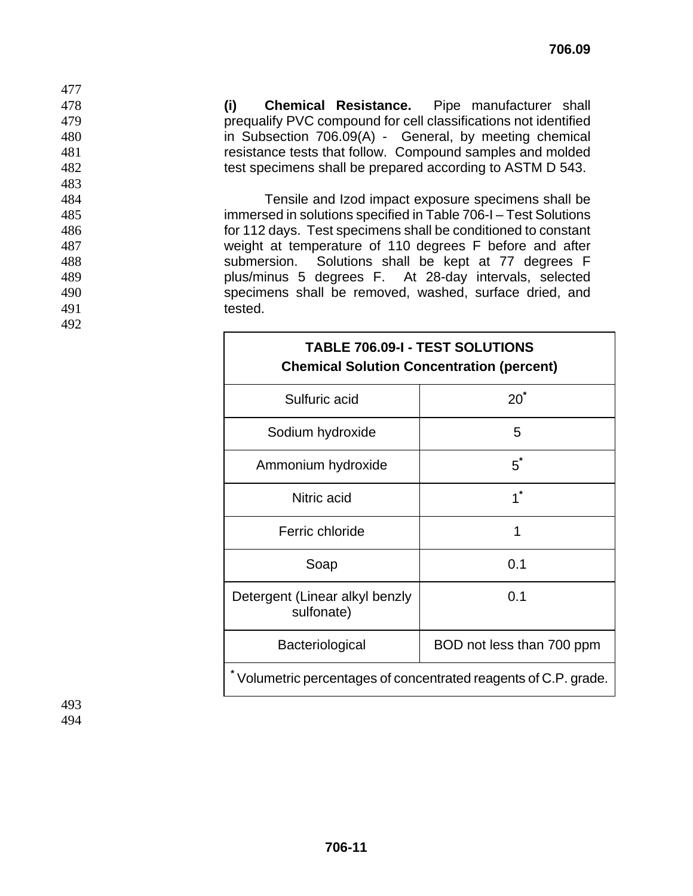**(i) Chemical Resistance.** Pipe manufacturer shall prequalify PVC compound for cell classifications not identified in Subsection 706.09(A) - General, by meeting chemical resistance tests that follow. Compound samples and molded test specimens shall be prepared according to ASTM D 543.

Tensile and Izod impact exposure specimens shall be immersed in solutions specified in Table 706-I – Test Solutions for 112 days. Test specimens shall be conditioned to constant weight at temperature of 110 degrees F before and after submersion. Solutions shall be kept at 77 degrees F plus/minus 5 degrees F. At 28-day intervals, selected specimens shall be removed, washed, surface dried, and tested.

| TABLE 706.09-I - TEST SOLUTIONS<br>Chemical Solution Concentration (percent) | |
|---|---|
| Sulfuric acid | 20* |
| Sodium hydroxide | 5 |
| Ammonium hydroxide | 5* |
| Nitric acid | 1* |
| Ferric chloride | 1 |
| Soap | 0.1 |
| Detergent (Linear alkyl benzly sulfonate) | 0.1 |
| Bacteriological | BOD not less than 700 ppm |
| * Volumetric percentages of concentrated reagents of C.P. grade. | |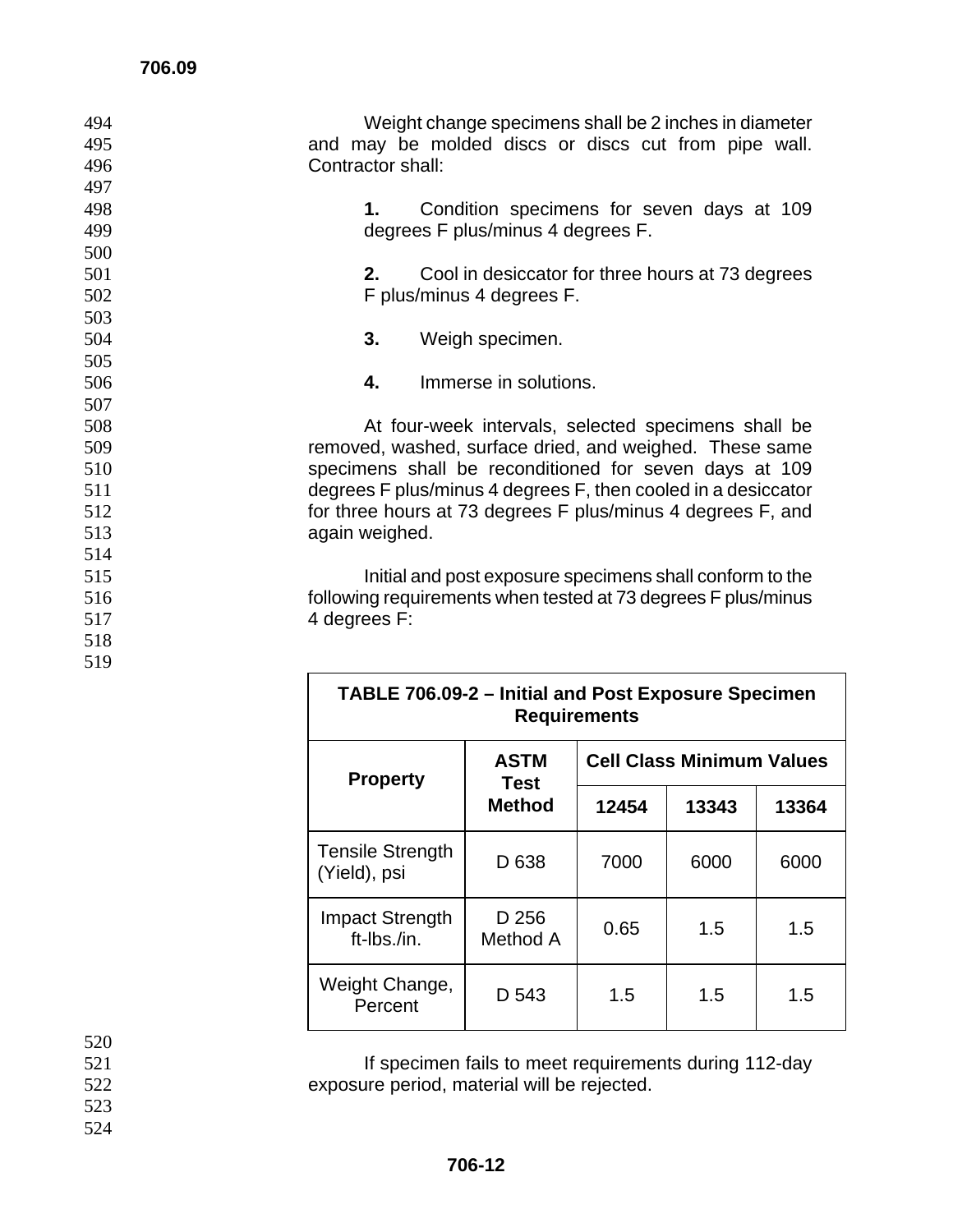Weight change specimens shall be 2 inches in diameter and may be molded discs or discs cut from pipe wall. Contractor shall:

**1.** Condition specimens for seven days at 109 degrees F plus/minus 4 degrees F.

**2.** Cool in desiccator for three hours at 73 degrees F plus/minus 4 degrees F.

**3.** Weigh specimen.

**4.** Immerse in solutions.

At four-week intervals, selected specimens shall be removed, washed, surface dried, and weighed. These same specimens shall be reconditioned for seven days at 109 degrees F plus/minus 4 degrees F, then cooled in a desiccator for three hours at 73 degrees F plus/minus 4 degrees F, and again weighed.

Initial and post exposure specimens shall conform to the following requirements when tested at 73 degrees F plus/minus 4 degrees F:

**TABLE 706.09-2 – Initial and Post Exposure Specimen Requirements**

| Property | ASTM Test Method | Cell Class Minimum Values | | |
|---|---|---|---|---|
| | | 12454 | 13343 | 13364 |
| Tensile Strength (Yield), psi | D 638 | 7000 | 6000 | 6000 |
| Impact Strength ft-lbs./in. | D 256 Method A | 0.65 | 1.5 | 1.5 |
| Weight Change, Percent | D 543 | 1.5 | 1.5 | 1.5 |

If specimen fails to meet requirements during 112-day exposure period, material will be rejected.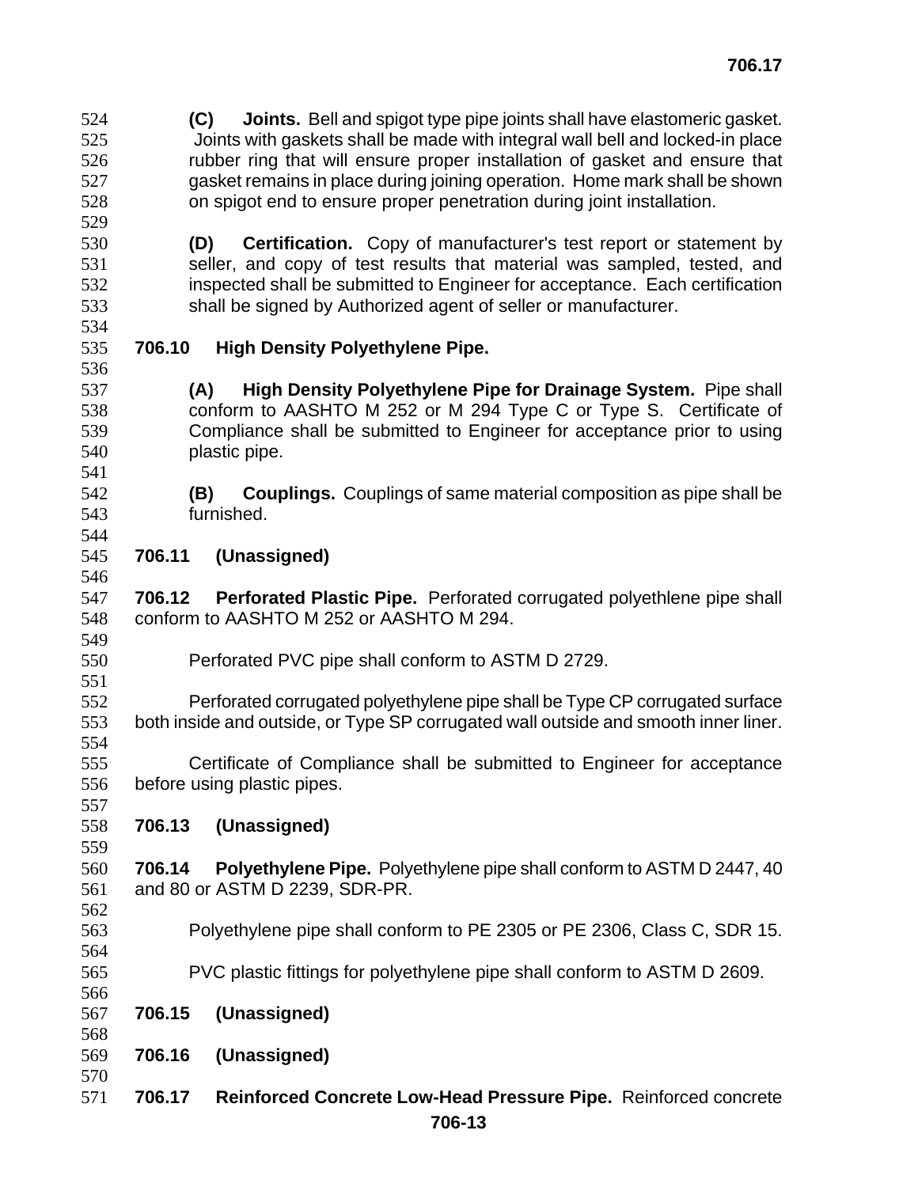**(C) Joints.** Bell and spigot type pipe joints shall have elastomeric gasket. Joints with gaskets shall be made with integral wall bell and locked-in place rubber ring that will ensure proper installation of gasket and ensure that gasket remains in place during joining operation. Home mark shall be shown on spigot end to ensure proper penetration during joint installation.

**(D) Certification.** Copy of manufacturer's test report or statement by seller, and copy of test results that material was sampled, tested, and inspected shall be submitted to Engineer for acceptance. Each certification shall be signed by Authorized agent of seller or manufacturer.

## 706.10 High Density Polyethylene Pipe.

**(A) High Density Polyethylene Pipe for Drainage System.** Pipe shall conform to AASHTO M 252 or M 294 Type C or Type S. Certificate of Compliance shall be submitted to Engineer for acceptance prior to using plastic pipe.

**(B) Couplings.** Couplings of same material composition as pipe shall be furnished.

## 706.11 (Unassigned)

**706.12 Perforated Plastic Pipe.** Perforated corrugated polyethlene pipe shall conform to AASHTO M 252 or AASHTO M 294.

Perforated PVC pipe shall conform to ASTM D 2729.

Perforated corrugated polyethylene pipe shall be Type CP corrugated surface both inside and outside, or Type SP corrugated wall outside and smooth inner liner.

Certificate of Compliance shall be submitted to Engineer for acceptance before using plastic pipes.

## 706.13 (Unassigned)

**706.14 Polyethylene Pipe.** Polyethylene pipe shall conform to ASTM D 2447, 40 and 80 or ASTM D 2239, SDR-PR.

Polyethylene pipe shall conform to PE 2305 or PE 2306, Class C, SDR 15.

PVC plastic fittings for polyethylene pipe shall conform to ASTM D 2609.

## 706.15 (Unassigned)

## 706.16 (Unassigned)

**706.17 Reinforced Concrete Low-Head Pressure Pipe.** Reinforced concrete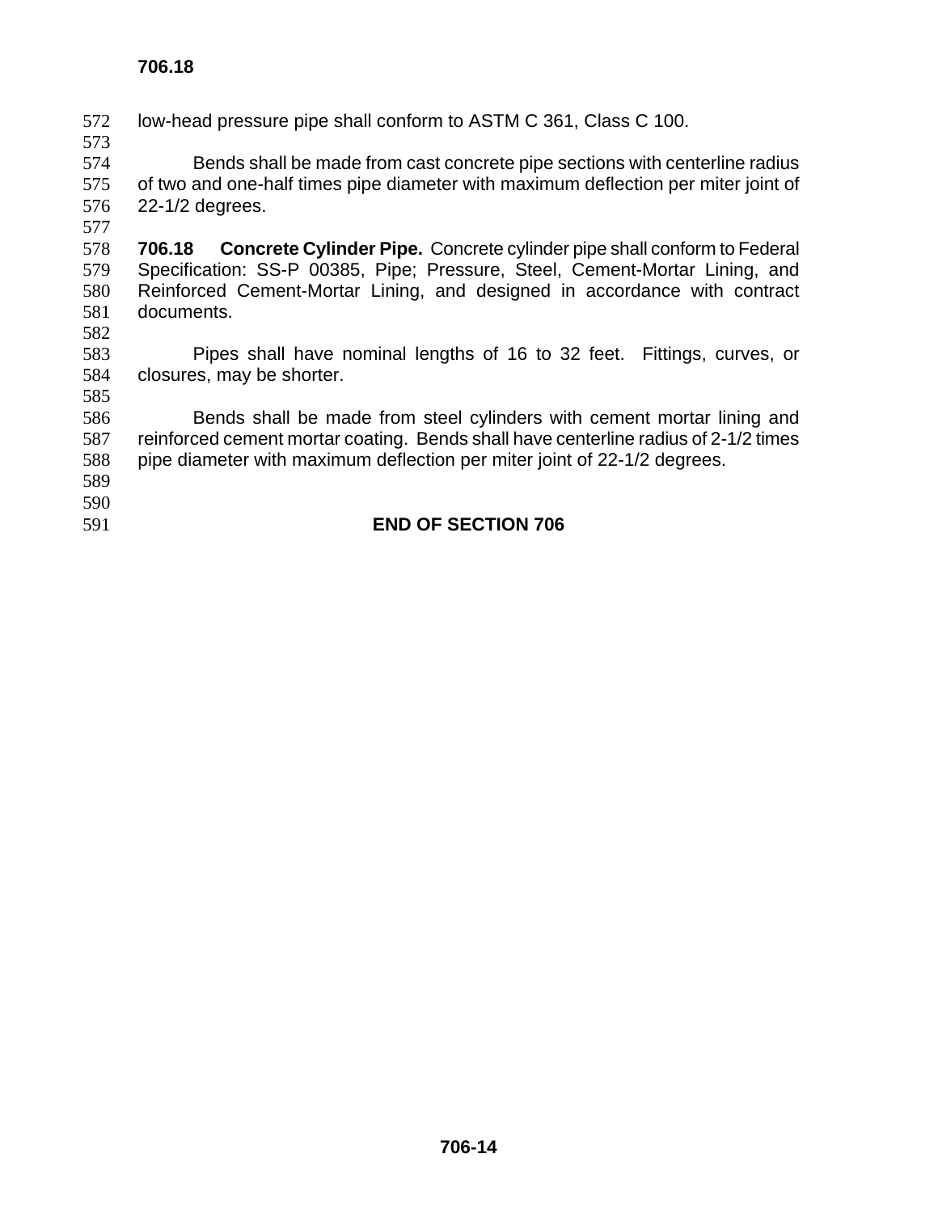low-head pressure pipe shall conform to ASTM C 361, Class C 100.

Bends shall be made from cast concrete pipe sections with centerline radius of two and one-half times pipe diameter with maximum deflection per miter joint of 22-1/2 degrees.

**706.18 Concrete Cylinder Pipe.** Concrete cylinder pipe shall conform to Federal Specification: SS-P 00385, Pipe; Pressure, Steel, Cement-Mortar Lining, and Reinforced Cement-Mortar Lining, and designed in accordance with contract documents.

Pipes shall have nominal lengths of 16 to 32 feet. Fittings, curves, or closures, may be shorter.

Bends shall be made from steel cylinders with cement mortar lining and reinforced cement mortar coating. Bends shall have centerline radius of 2-1/2 times pipe diameter with maximum deflection per miter joint of 22-1/2 degrees.

**END OF SECTION 706**